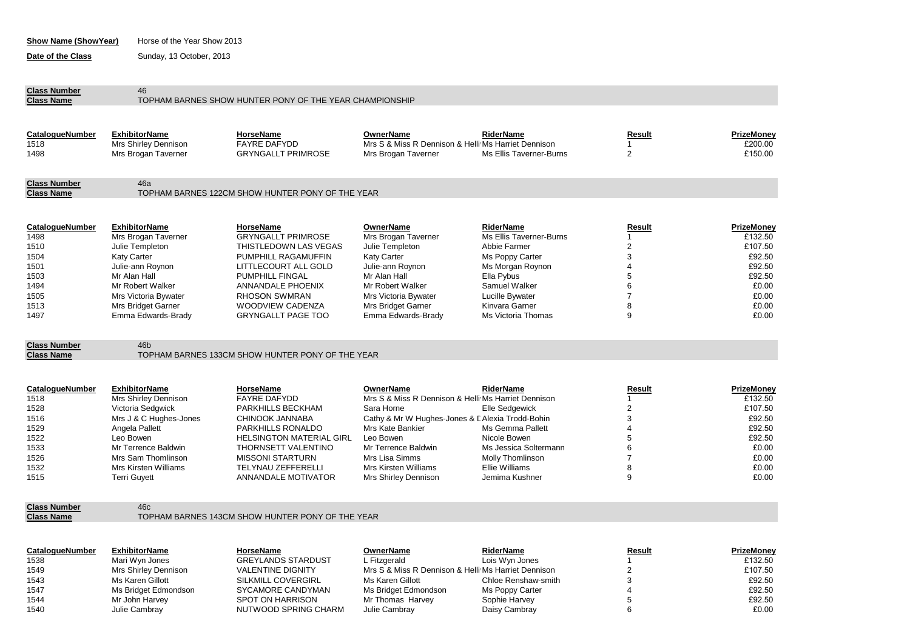**Show Name (ShowYear)** Horse of the Year Show 2013

**Date of the Class** Sunday, 13 October, 2013

**Class Number** 46
**Class Name** TOPHAM BARNES SHOW HUNTER PONY OF THE YEAR CHAMPIONSHIP

| CatalogueNumber | ExhibitorName | HorseName | OwnerName | RiderName | Result | PrizeMoney |
|---|---|---|---|---|---|---|
| 1518 | Mrs Shirley Dennison | FAYRE DAFYDD | Mrs S & Miss R Dennison & Helli | Ms Harriet Dennison | 1 | £200.00 |
| 1498 | Mrs Brogan Taverner | GRYNGALLT PRIMROSE | Mrs Brogan Taverner | Ms Ellis Taverner-Burns | 2 | £150.00 |

**Class Number** 46a
**Class Name** TOPHAM BARNES 122CM SHOW HUNTER PONY OF THE YEAR

| CatalogueNumber | ExhibitorName | HorseName | OwnerName | RiderName | Result | PrizeMoney |
|---|---|---|---|---|---|---|
| 1498 | Mrs Brogan Taverner | GRYNGALLT PRIMROSE | Mrs Brogan Taverner | Ms Ellis Taverner-Burns | 1 | £132.50 |
| 1510 | Julie Templeton | THISTLEDOWN LAS VEGAS | Julie Templeton | Abbie Farmer | 2 | £107.50 |
| 1504 | Katy Carter | PUMPHILL RAGAMUFFIN | Katy Carter | Ms Poppy Carter | 3 | £92.50 |
| 1501 | Julie-ann Roynon | LITTLECOURT ALL GOLD | Julie-ann Roynon | Ms Morgan Roynon | 4 | £92.50 |
| 1503 | Mr Alan Hall | PUMPHILL FINGAL | Mr Alan Hall | Ella Pybus | 5 | £92.50 |
| 1494 | Mr Robert Walker | ANNANDALE PHOENIX | Mr Robert Walker | Samuel Walker | 6 | £0.00 |
| 1505 | Mrs Victoria Bywater | RHOSON SWMRAN | Mrs Victoria Bywater | Lucille Bywater | 7 | £0.00 |
| 1513 | Mrs Bridget Garner | WOODVIEW CADENZA | Mrs Bridget Garner | Kinvara Garner | 8 | £0.00 |
| 1497 | Emma Edwards-Brady | GRYNGALLT PAGE TOO | Emma Edwards-Brady | Ms Victoria Thomas | 9 | £0.00 |

**Class Number** 46b
**Class Name** TOPHAM BARNES 133CM SHOW HUNTER PONY OF THE YEAR

| CatalogueNumber | ExhibitorName | HorseName | OwnerName | RiderName | Result | PrizeMoney |
|---|---|---|---|---|---|---|
| 1518 | Mrs Shirley Dennison | FAYRE DAFYDD | Mrs S & Miss R Dennison & Helli | Ms Harriet Dennison | 1 | £132.50 |
| 1528 | Victoria Sedgwick | PARKHILLS BECKHAM | Sara Horne | Elle Sedgewick | 2 | £107.50 |
| 1516 | Mrs J & C Hughes-Jones | CHINOOK JANNABA | Cathy & Mr W Hughes-Jones & D | Alexia Trodd-Bohin | 3 | £92.50 |
| 1529 | Angela Pallett | PARKHILLS RONALDO | Mrs Kate Bankier | Ms Gemma Pallett | 4 | £92.50 |
| 1522 | Leo Bowen | HELSINGTON MATERIAL GIRL | Leo Bowen | Nicole Bowen | 5 | £92.50 |
| 1533 | Mr Terrence Baldwin | THORNSETT VALENTINO | Mr Terrence Baldwin | Ms Jessica Soltermann | 6 | £0.00 |
| 1526 | Mrs Sam Thomlinson | MISSONI STARTURN | Mrs Lisa Simms | Molly Thomlinson | 7 | £0.00 |
| 1532 | Mrs Kirsten Williams | TELYNAU ZEFFERELLI | Mrs Kirsten Williams | Ellie Williams | 8 | £0.00 |
| 1515 | Terri Guyett | ANNANDALE MOTIVATOR | Mrs Shirley Dennison | Jemima Kushner | 9 | £0.00 |

**Class Number** 46c
**Class Name** TOPHAM BARNES 143CM SHOW HUNTER PONY OF THE YEAR

| CatalogueNumber | ExhibitorName | HorseName | OwnerName | RiderName | Result | PrizeMoney |
|---|---|---|---|---|---|---|
| 1538 | Mari Wyn Jones | GREYLANDS STARDUST | L Fitzgerald | Lois Wyn Jones | 1 | £132.50 |
| 1549 | Mrs Shirley Dennison | VALENTINE DIGNITY | Mrs S & Miss R Dennison & Helli | Ms Harriet Dennison | 2 | £107.50 |
| 1543 | Ms Karen Gillott | SILKMILL COVERGIRL | Ms Karen Gillott | Chloe Renshaw-smith | 3 | £92.50 |
| 1547 | Ms Bridget Edmondson | SYCAMORE CANDYMAN | Ms Bridget Edmondson | Ms Poppy Carter | 4 | £92.50 |
| 1544 | Mr John Harvey | SPOT ON HARRISON | Mr Thomas Harvey | Sophie Harvey | 5 | £92.50 |
| 1540 | Julie Cambray | NUTWOOD SPRING CHARM | Julie Cambray | Daisy Cambray | 6 | £0.00 |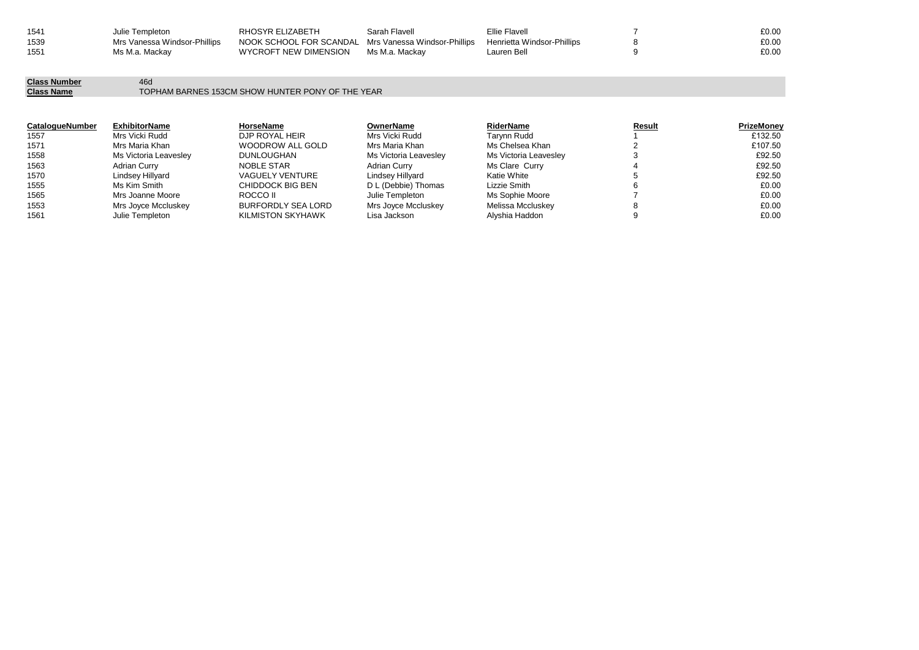| | | | | | | |
|---|---|---|---|---|---|---|
| 1541 | Julie Templeton | RHOSYR ELIZABETH | Sarah Flavell | Ellie Flavell | 7 | £0.00 |
| 1539 | Mrs Vanessa Windsor-Phillips | NOOK SCHOOL FOR SCANDAL | Mrs Vanessa Windsor-Phillips | Henrietta Windsor-Phillips | 8 | £0.00 |
| 1551 | Ms M.a. Mackay | WYCROFT NEW DIMENSION | Ms M.a. Mackay | Lauren Bell | 9 | £0.00 |

**Class Number** 46d

**Class Name** TOPHAM BARNES 153CM SHOW HUNTER PONY OF THE YEAR

| CatalogueNumber | ExhibitorName | HorseName | OwnerName | RiderName | Result | PrizeMoney |
|---|---|---|---|---|---|---|
| 1557 | Mrs Vicki Rudd | DJP ROYAL HEIR | Mrs Vicki Rudd | Tarynn Rudd | 1 | £132.50 |
| 1571 | Mrs Maria Khan | WOODROW ALL GOLD | Mrs Maria Khan | Ms Chelsea Khan | 2 | £107.50 |
| 1558 | Ms Victoria Leavesley | DUNLOUGHAN | Ms Victoria Leavesley | Ms Victoria Leavesley | 3 | £92.50 |
| 1563 | Adrian Curry | NOBLE STAR | Adrian Curry | Ms Clare Curry | 4 | £92.50 |
| 1570 | Lindsey Hillyard | VAGUELY VENTURE | Lindsey Hillyard | Katie White | 5 | £92.50 |
| 1555 | Ms Kim Smith | CHIDDOCK BIG BEN | D L (Debbie) Thomas | Lizzie Smith | 6 | £0.00 |
| 1565 | Mrs Joanne Moore | ROCCO II | Julie Templeton | Ms Sophie Moore | 7 | £0.00 |
| 1553 | Mrs Joyce Mccluskey | BURFORDLY SEA LORD | Mrs Joyce Mccluskey | Melissa Mccluskey | 8 | £0.00 |
| 1561 | Julie Templeton | KILMISTON SKYHAWK | Lisa Jackson | Alyshia Haddon | 9 | £0.00 |